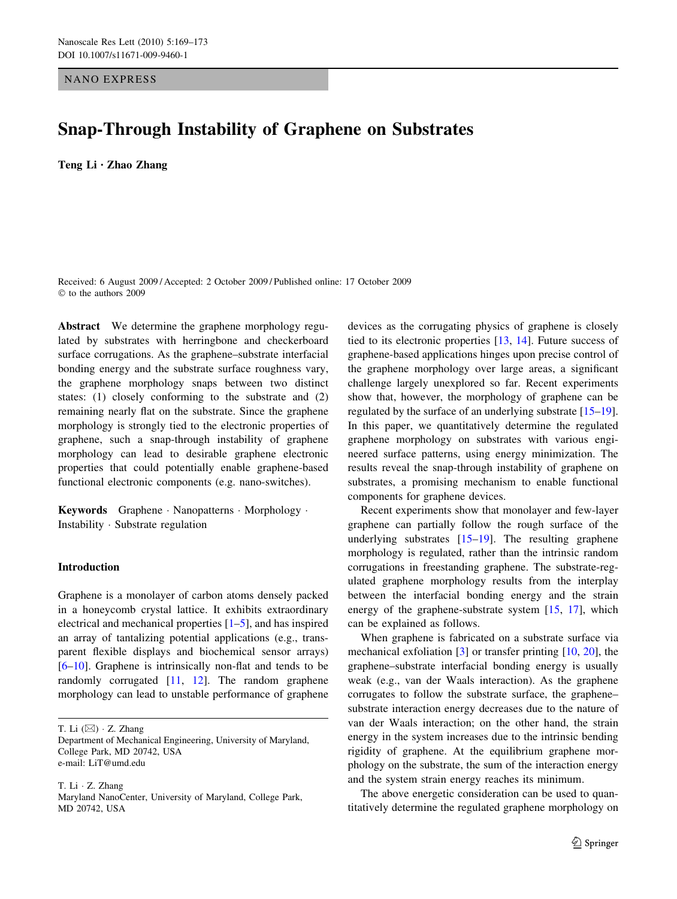NANO EXPRESS

# Snap-Through Instability of Graphene on Substrates

**Teng Li · Zhao Zhang**

Received: 6 August 2009 / Accepted: 2 October 2009 / Published online: 17 October 2009
© to the authors 2009

**Abstract** We determine the graphene morphology regulated by substrates with herringbone and checkerboard surface corrugations. As the graphene–substrate interfacial bonding energy and the substrate surface roughness vary, the graphene morphology snaps between two distinct states: (1) closely conforming to the substrate and (2) remaining nearly flat on the substrate. Since the graphene morphology is strongly tied to the electronic properties of graphene, such a snap-through instability of graphene morphology can lead to desirable graphene electronic properties that could potentially enable graphene-based functional electronic components (e.g. nano-switches).

**Keywords** Graphene · Nanopatterns · Morphology · Instability · Substrate regulation

## Introduction

Graphene is a monolayer of carbon atoms densely packed in a honeycomb crystal lattice. It exhibits extraordinary electrical and mechanical properties [1–5], and has inspired an array of tantalizing potential applications (e.g., transparent flexible displays and biochemical sensor arrays) [6–10]. Graphene is intrinsically non-flat and tends to be randomly corrugated [11, 12]. The random graphene morphology can lead to unstable performance of graphene devices as the corrugating physics of graphene is closely tied to its electronic properties [13, 14]. Future success of graphene-based applications hinges upon precise control of the graphene morphology over large areas, a significant challenge largely unexplored so far. Recent experiments show that, however, the morphology of graphene can be regulated by the surface of an underlying substrate [15–19]. In this paper, we quantitatively determine the regulated graphene morphology on substrates with various engineered surface patterns, using energy minimization. The results reveal the snap-through instability of graphene on substrates, a promising mechanism to enable functional components for graphene devices.

Recent experiments show that monolayer and few-layer graphene can partially follow the rough surface of the underlying substrates [15–19]. The resulting graphene morphology is regulated, rather than the intrinsic random corrugations in freestanding graphene. The substrate-regulated graphene morphology results from the interplay between the interfacial bonding energy and the strain energy of the graphene-substrate system [15, 17], which can be explained as follows.

When graphene is fabricated on a substrate surface via mechanical exfoliation [3] or transfer printing [10, 20], the graphene–substrate interfacial bonding energy is usually weak (e.g., van der Waals interaction). As the graphene corrugates to follow the substrate surface, the graphene–substrate interaction energy decreases due to the nature of van der Waals interaction; on the other hand, the strain energy in the system increases due to the intrinsic bending rigidity of graphene. At the equilibrium graphene morphology on the substrate, the sum of the interaction energy and the system strain energy reaches its minimum.

The above energetic consideration can be used to quantitatively determine the regulated graphene morphology on

T. Li (✉) · Z. Zhang
Department of Mechanical Engineering, University of Maryland, College Park, MD 20742, USA
e-mail: LiT@umd.edu

T. Li · Z. Zhang
Maryland NanoCenter, University of Maryland, College Park, MD 20742, USA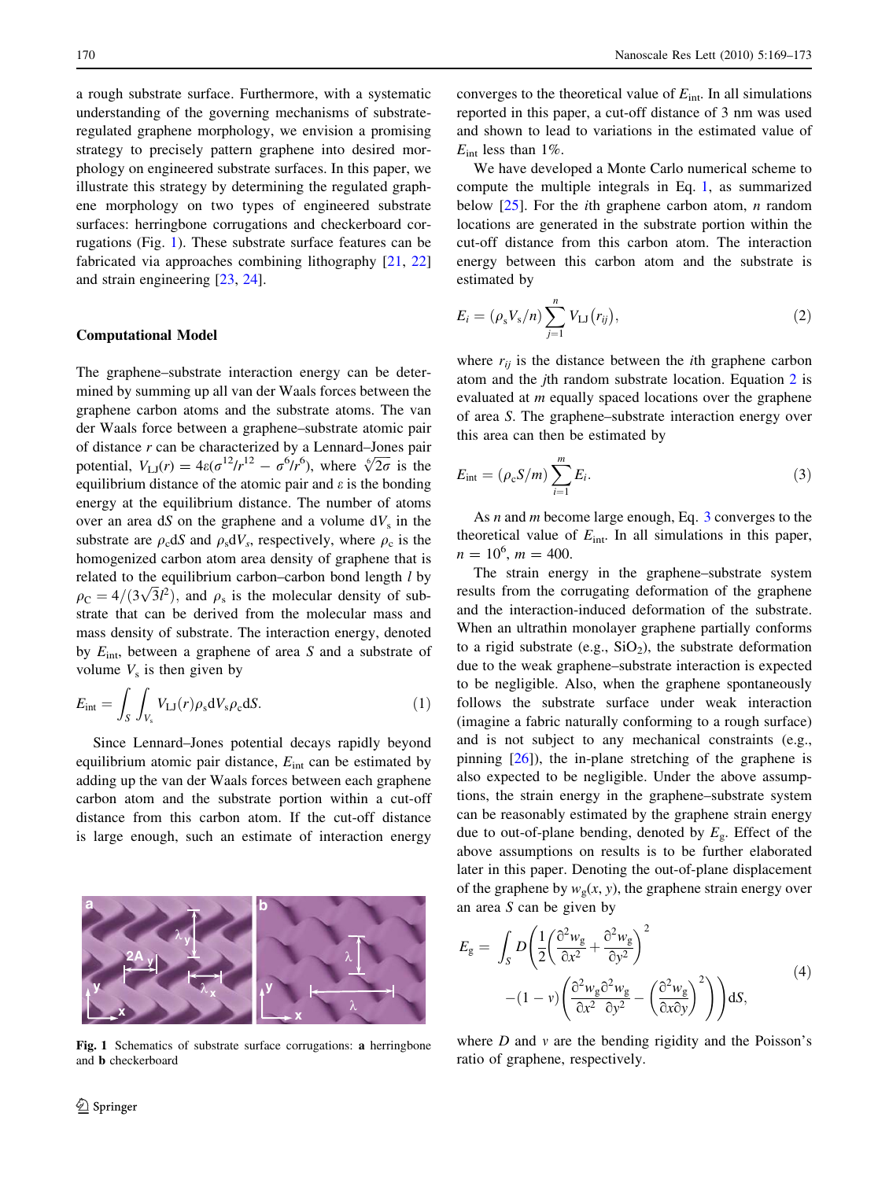a rough substrate surface. Furthermore, with a systematic understanding of the governing mechanisms of substrate-regulated graphene morphology, we envision a promising strategy to precisely pattern graphene into desired morphology on engineered substrate surfaces. In this paper, we illustrate this strategy by determining the regulated graphene morphology on two types of engineered substrate surfaces: herringbone corrugations and checkerboard corrugations (Fig. 1). These substrate surface features can be fabricated via approaches combining lithography [21, 22] and strain engineering [23, 24].

## Computational Model

The graphene–substrate interaction energy can be determined by summing up all van der Waals forces between the graphene carbon atoms and the substrate atoms. The van der Waals force between a graphene–substrate atomic pair of distance $r$ can be characterized by a Lennard–Jones pair potential, $V_{LJ}(r) = 4\varepsilon(\sigma^{12}/r^{12} - \sigma^6/r^6)$, where $\sqrt[6]{2}\sigma$ is the equilibrium distance of the atomic pair and $\varepsilon$ is the bonding energy at the equilibrium distance. The number of atoms over an area $dS$ on the graphene and a volume $dV_s$ in the substrate are $\rho_c dS$ and $\rho_s dV_s$, respectively, where $\rho_c$ is the homogenized carbon atom area density of graphene that is related to the equilibrium carbon–carbon bond length $l$ by $\rho_C = 4/(3\sqrt{3}l^2)$, and $\rho_s$ is the molecular density of substrate that can be derived from the molecular mass and mass density of substrate. The interaction energy, denoted by $E_{int}$, between a graphene of area $S$ and a substrate of volume $V_s$ is then given by

$$E_{int} = \int_S \int_{V_s} V_{LJ}(r) \rho_s dV_s \rho_c dS. \tag{1}$$

Since Lennard–Jones potential decays rapidly beyond equilibrium atomic pair distance, $E_{int}$ can be estimated by adding up the van der Waals forces between each graphene carbon atom and the substrate portion within a cut-off distance from this carbon atom. If the cut-off distance is large enough, such an estimate of interaction energy converges to the theoretical value of $E_{int}$. In all simulations reported in this paper, a cut-off distance of 3 nm was used and shown to lead to variations in the estimated value of $E_{int}$ less than 1%.

Fig. 1 Schematics of substrate surface corrugations: **a** herringbone and **b** checkerboard

We have developed a Monte Carlo numerical scheme to compute the multiple integrals in Eq. 1, as summarized below [25]. For the $i$th graphene carbon atom, $n$ random locations are generated in the substrate portion within the cut-off distance from this carbon atom. The interaction energy between this carbon atom and the substrate is estimated by

$$E_i = (\rho_s V_s / n) \sum_{j=1}^{n} V_{LJ}(r_{ij}), \tag{2}$$

where $r_{ij}$ is the distance between the $i$th graphene carbon atom and the $j$th random substrate location. Equation 2 is evaluated at $m$ equally spaced locations over the graphene of area $S$. The graphene–substrate interaction energy over this area can then be estimated by

$$E_{int} = (\rho_c S / m) \sum_{i=1}^{m} E_i. \tag{3}$$

As $n$ and $m$ become large enough, Eq. 3 converges to the theoretical value of $E_{int}$. In all simulations in this paper, $n = 10^6$, $m = 400$.

The strain energy in the graphene–substrate system results from the corrugating deformation of the graphene and the interaction-induced deformation of the substrate. When an ultrathin monolayer graphene partially conforms to a rigid substrate (e.g., $SiO_2$), the substrate deformation due to the weak graphene–substrate interaction is expected to be negligible. Also, when the graphene spontaneously follows the substrate surface under weak interaction (imagine a fabric naturally conforming to a rough surface) and is not subject to any mechanical constraints (e.g., pinning [26]), the in-plane stretching of the graphene is also expected to be negligible. Under the above assumptions, the strain energy in the graphene–substrate system can be reasonably estimated by the graphene strain energy due to out-of-plane bending, denoted by $E_g$. Effect of the above assumptions on results is to be further elaborated later in this paper. Denoting the out-of-plane displacement of the graphene by $w_g(x, y)$, the graphene strain energy over an area $S$ can be given by

$$E_g = \int_S D \left( \frac{1}{2} \left( \frac{\partial^2 w_g}{\partial x^2} + \frac{\partial^2 w_g}{\partial y^2} \right)^2 - (1 - \nu) \left( \frac{\partial^2 w_g}{\partial x^2} \frac{\partial^2 w_g}{\partial y^2} - \left( \frac{\partial^2 w_g}{\partial x \partial y} \right)^2 \right) \right) dS, \tag{4}$$

where $D$ and $\nu$ are the bending rigidity and the Poisson's ratio of graphene, respectively.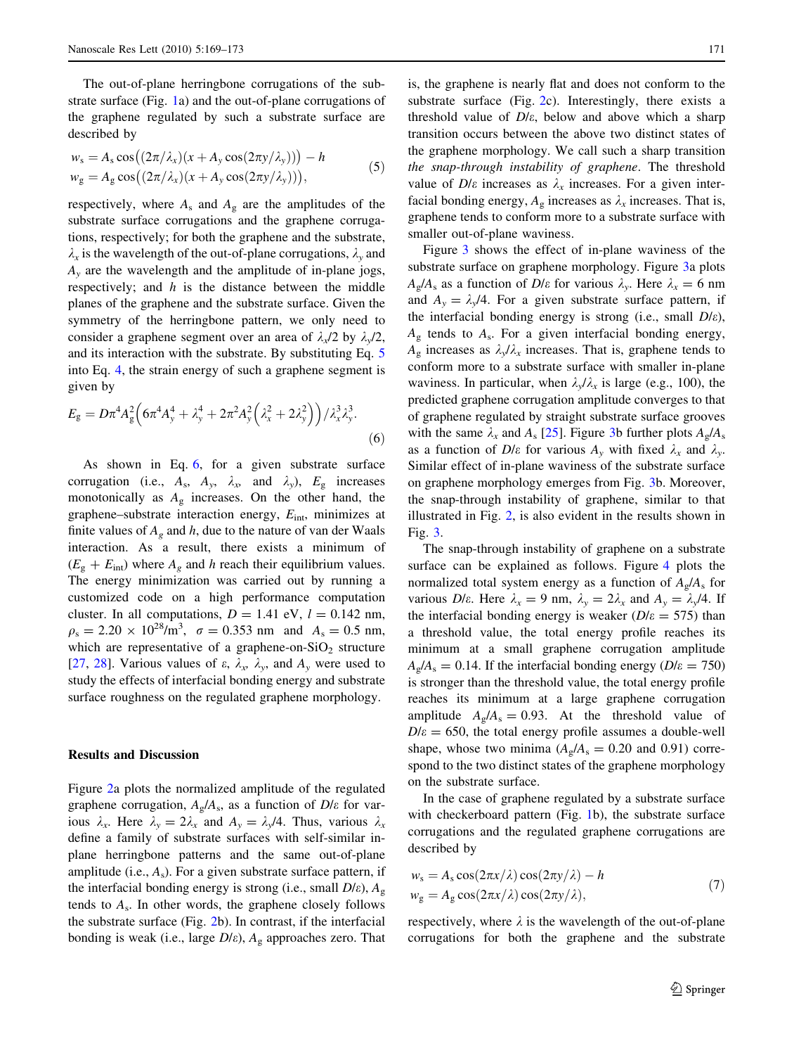The out-of-plane herringbone corrugations of the substrate surface (Fig. 1a) and the out-of-plane corrugations of the graphene regulated by such a substrate surface are described by

$$
\begin{aligned}
w_s &= A_s \cos\left((2\pi/\lambda_x)(x + A_y \cos(2\pi y/\lambda_y))\right) - h \\
w_g &= A_g \cos\left((2\pi/\lambda_x)(x + A_y \cos(2\pi y/\lambda_y))\right),
\end{aligned} \tag{5}
$$

respectively, where $A_s$ and $A_g$ are the amplitudes of the substrate surface corrugations and the graphene corrugations, respectively; for both the graphene and the substrate, $\lambda_x$ is the wavelength of the out-of-plane corrugations, $\lambda_y$ and $A_y$ are the wavelength and the amplitude of in-plane jogs, respectively; and $h$ is the distance between the middle planes of the graphene and the substrate surface. Given the symmetry of the herringbone pattern, we only need to consider a graphene segment over an area of $\lambda_x/2$ by $\lambda_y/2$, and its interaction with the substrate. By substituting Eq. 5 into Eq. 4, the strain energy of such a graphene segment is given by

$$
E_g = D\pi^4 A_g^2 \left(6\pi^4 A_y^4 + \lambda_y^4 + 2\pi^2 A_y^2 \left(\lambda_x^2 + 2\lambda_y^2\right)\right)/\lambda_x^3 \lambda_y^3. \tag{6}
$$

As shown in Eq. 6, for a given substrate surface corrugation (i.e., $A_s$, $A_y$, $\lambda_x$, and $\lambda_y$), $E_g$ increases monotonically as $A_g$ increases. On the other hand, the graphene–substrate interaction energy, $E_{int}$, minimizes at finite values of $A_g$ and $h$, due to the nature of van der Waals interaction. As a result, there exists a minimum of $(E_g + E_{int})$ where $A_g$ and $h$ reach their equilibrium values. The energy minimization was carried out by running a customized code on a high performance computation cluster. In all computations, $D = 1.41$ eV, $l = 0.142$ nm, $\rho_s = 2.20 \times 10^{28}/\text{m}^3$, $\sigma = 0.353$ nm and $A_s = 0.5$ nm, which are representative of a graphene-on-$SiO_2$ structure [27, 28]. Various values of $\varepsilon$, $\lambda_x$, $\lambda_y$, and $A_y$ were used to study the effects of interfacial bonding energy and substrate surface roughness on the regulated graphene morphology.

## Results and Discussion

Figure 2a plots the normalized amplitude of the regulated graphene corrugation, $A_g/A_s$, as a function of $D/\varepsilon$ for various $\lambda_x$. Here $\lambda_y = 2\lambda_x$ and $A_y = \lambda_y/4$. Thus, various $\lambda_x$ define a family of substrate surfaces with self-similar in-plane herringbone patterns and the same out-of-plane amplitude (i.e., $A_s$). For a given substrate surface pattern, if the interfacial bonding energy is strong (i.e., small $D/\varepsilon$), $A_g$ tends to $A_s$. In other words, the graphene closely follows the substrate surface (Fig. 2b). In contrast, if the interfacial bonding is weak (i.e., large $D/\varepsilon$), $A_g$ approaches zero. That is, the graphene is nearly flat and does not conform to the substrate surface (Fig. 2c). Interestingly, there exists a threshold value of $D/\varepsilon$, below and above which a sharp transition occurs between the above two distinct states of the graphene morphology. We call such a sharp transition *the snap-through instability of graphene*. The threshold value of $D/\varepsilon$ increases as $\lambda_x$ increases. For a given interfacial bonding energy, $A_g$ increases as $\lambda_x$ increases. That is, graphene tends to conform more to a substrate surface with smaller out-of-plane waviness.

Figure 3 shows the effect of in-plane waviness of the substrate surface on graphene morphology. Figure 3a plots $A_g/A_s$ as a function of $D/\varepsilon$ for various $\lambda_y$. Here $\lambda_x = 6$ nm and $A_y = \lambda_y/4$. For a given substrate surface pattern, if the interfacial bonding energy is strong (i.e., small $D/\varepsilon$), $A_g$ tends to $A_s$. For a given interfacial bonding energy, $A_g$ increases as $\lambda_y/\lambda_x$ increases. That is, graphene tends to conform more to a substrate surface with smaller in-plane waviness. In particular, when $\lambda_y/\lambda_x$ is large (e.g., 100), the predicted graphene corrugation amplitude converges to that of graphene regulated by straight substrate surface grooves with the same $\lambda_x$ and $A_s$ [25]. Figure 3b further plots $A_g/A_s$ as a function of $D/\varepsilon$ for various $A_y$ with fixed $\lambda_x$ and $\lambda_y$. Similar effect of in-plane waviness of the substrate surface on graphene morphology emerges from Fig. 3b. Moreover, the snap-through instability of graphene, similar to that illustrated in Fig. 2, is also evident in the results shown in Fig. 3.

The snap-through instability of graphene on a substrate surface can be explained as follows. Figure 4 plots the normalized total system energy as a function of $A_g/A_s$ for various $D/\varepsilon$. Here $\lambda_x = 9$ nm, $\lambda_y = 2\lambda_x$ and $A_y = \lambda_y/4$. If the interfacial bonding energy is weaker ($D/\varepsilon = 575$) than a threshold value, the total energy profile reaches its minimum at a small graphene corrugation amplitude $A_g/A_s = 0.14$. If the interfacial bonding energy ($D/\varepsilon = 750$) is stronger than the threshold value, the total energy profile reaches its minimum at a large graphene corrugation amplitude $A_g/A_s = 0.93$. At the threshold value of $D/\varepsilon = 650$, the total energy profile assumes a double-well shape, whose two minima ($A_g/A_s = 0.20$ and 0.91) correspond to the two distinct states of the graphene morphology on the substrate surface.

In the case of graphene regulated by a substrate surface with checkerboard pattern (Fig. 1b), the substrate surface corrugations and the regulated graphene corrugations are described by

$$
\begin{aligned}
w_s &= A_s \cos(2\pi x/\lambda)\cos(2\pi y/\lambda) - h \\
w_g &= A_g \cos(2\pi x/\lambda)\cos(2\pi y/\lambda),
\end{aligned} \tag{7}
$$

respectively, where $\lambda$ is the wavelength of the out-of-plane corrugations for both the graphene and the substrate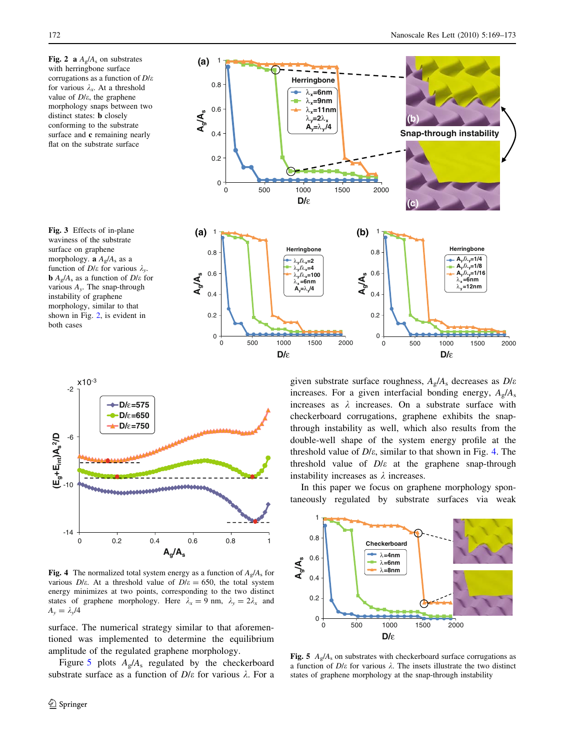**Fig. 2** **a** $A_g/A_s$ on substrates with herringbone surface corrugations as a function of $D/\varepsilon$ for various $\lambda_x$. At a threshold value of $D/\varepsilon$, the graphene morphology snaps between two distinct states: **b** closely conforming to the substrate surface and **c** remaining nearly flat on the substrate surface

**Fig. 3** Effects of in-plane waviness of the substrate surface on graphene morphology. **a** $A_g/A_s$ as a function of $D/\varepsilon$ for various $\lambda_y$. **b** $A_g/A_s$ as a function of $D/\varepsilon$ for various $A_y$. The snap-through instability of graphene morphology, similar to that shown in Fig. 2, is evident in both cases

**Fig. 4** The normalized total system energy as a function of $A_g/A_s$ for various $D/\varepsilon$. At a threshold value of $D/\varepsilon = 650$, the total system energy minimizes at two points, corresponding to the two distinct states of graphene morphology. Here $\lambda_x = 9$ nm, $\lambda_y = 2\lambda_x$ and $A_y = \lambda_y/4$

surface. The numerical strategy similar to that aforementioned was implemented to determine the equilibrium amplitude of the regulated graphene morphology.

Figure 5 plots $A_g/A_s$ regulated by the checkerboard substrate surface as a function of $D/\varepsilon$ for various $\lambda$. For a given substrate surface roughness, $A_g/A_s$ decreases as $D/\varepsilon$ increases. For a given interfacial bonding energy, $A_g/A_s$ increases as $\lambda$ increases. On a substrate surface with checkerboard corrugations, graphene exhibits the snap-through instability as well, which also results from the double-well shape of the system energy profile at the threshold value of $D/\varepsilon$, similar to that shown in Fig. 4. The threshold value of $D/\varepsilon$ at the graphene snap-through instability increases as $\lambda$ increases.

In this paper we focus on graphene morphology spontaneously regulated by substrate surfaces via weak

**Fig. 5** $A_g/A_s$ on substrates with checkerboard surface corrugations as a function of $D/\varepsilon$ for various $\lambda$. The insets illustrate the two distinct states of graphene morphology at the snap-through instability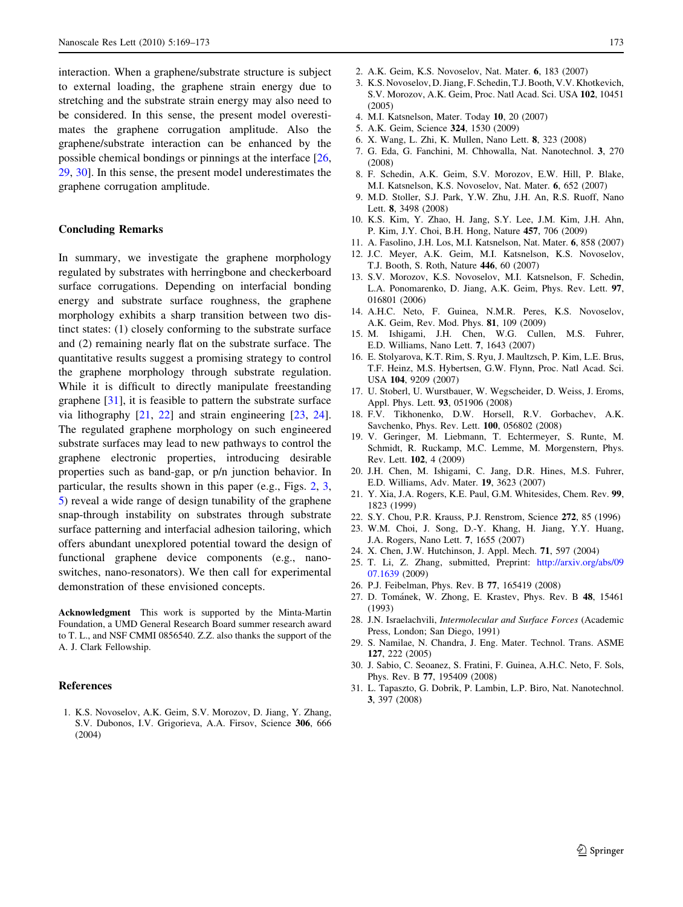interaction. When a graphene/substrate structure is subject to external loading, the graphene strain energy due to stretching and the substrate strain energy may also need to be considered. In this sense, the present model overestimates the graphene corrugation amplitude. Also the graphene/substrate interaction can be enhanced by the possible chemical bondings or pinnings at the interface [26, 29, 30]. In this sense, the present model underestimates the graphene corrugation amplitude.

## Concluding Remarks

In summary, we investigate the graphene morphology regulated by substrates with herringbone and checkerboard surface corrugations. Depending on interfacial bonding energy and substrate surface roughness, the graphene morphology exhibits a sharp transition between two distinct states: (1) closely conforming to the substrate surface and (2) remaining nearly flat on the substrate surface. The quantitative results suggest a promising strategy to control the graphene morphology through substrate regulation. While it is difficult to directly manipulate freestanding graphene [31], it is feasible to pattern the substrate surface via lithography [21, 22] and strain engineering [23, 24]. The regulated graphene morphology on such engineered substrate surfaces may lead to new pathways to control the graphene electronic properties, introducing desirable properties such as band-gap, or p/n junction behavior. In particular, the results shown in this paper (e.g., Figs. 2, 3, 5) reveal a wide range of design tunability of the graphene snap-through instability on substrates through substrate surface patterning and interfacial adhesion tailoring, which offers abundant unexplored potential toward the design of functional graphene device components (e.g., nano-switches, nano-resonators). We then call for experimental demonstration of these envisioned concepts.

**Acknowledgment** This work is supported by the Minta-Martin Foundation, a UMD General Research Board summer research award to T. L., and NSF CMMI 0856540. Z.Z. also thanks the support of the A. J. Clark Fellowship.

## References

1. K.S. Novoselov, A.K. Geim, S.V. Morozov, D. Jiang, Y. Zhang, S.V. Dubonos, I.V. Grigorieva, A.A. Firsov, Science **306**, 666 (2004)
2. A.K. Geim, K.S. Novoselov, Nat. Mater. **6**, 183 (2007)
3. K.S. Novoselov, D. Jiang, F. Schedin, T.J. Booth, V.V. Khotkevich, S.V. Morozov, A.K. Geim, Proc. Natl Acad. Sci. USA **102**, 10451 (2005)
4. M.I. Katsnelson, Mater. Today **10**, 20 (2007)
5. A.K. Geim, Science **324**, 1530 (2009)
6. X. Wang, L. Zhi, K. Mullen, Nano Lett. **8**, 323 (2008)
7. G. Eda, G. Fanchini, M. Chhowalla, Nat. Nanotechnol. **3**, 270 (2008)
8. F. Schedin, A.K. Geim, S.V. Morozov, E.W. Hill, P. Blake, M.I. Katsnelson, K.S. Novoselov, Nat. Mater. **6**, 652 (2007)
9. M.D. Stoller, S.J. Park, Y.W. Zhu, J.H. An, R.S. Ruoff, Nano Lett. **8**, 3498 (2008)
10. K.S. Kim, Y. Zhao, H. Jang, S.Y. Lee, J.M. Kim, J.H. Ahn, P. Kim, J.Y. Choi, B.H. Hong, Nature **457**, 706 (2009)
11. A. Fasolino, J.H. Los, M.I. Katsnelson, Nat. Mater. **6**, 858 (2007)
12. J.C. Meyer, A.K. Geim, M.I. Katsnelson, K.S. Novoselov, T.J. Booth, S. Roth, Nature **446**, 60 (2007)
13. S.V. Morozov, K.S. Novoselov, M.I. Katsnelson, F. Schedin, L.A. Ponomarenko, D. Jiang, A.K. Geim, Phys. Rev. Lett. **97**, 016801 (2006)
14. A.H.C. Neto, F. Guinea, N.M.R. Peres, K.S. Novoselov, A.K. Geim, Rev. Mod. Phys. **81**, 109 (2009)
15. M. Ishigami, J.H. Chen, W.G. Cullen, M.S. Fuhrer, E.D. Williams, Nano Lett. **7**, 1643 (2007)
16. E. Stolyarova, K.T. Rim, S. Ryu, J. Maultzsch, P. Kim, L.E. Brus, T.F. Heinz, M.S. Hybertsen, G.W. Flynn, Proc. Natl Acad. Sci. USA **104**, 9209 (2007)
17. U. Stoberl, U. Wurstbauer, W. Wegscheider, D. Weiss, J. Eroms, Appl. Phys. Lett. **93**, 051906 (2008)
18. F.V. Tikhonenko, D.W. Horsell, R.V. Gorbachev, A.K. Savchenko, Phys. Rev. Lett. **100**, 056802 (2008)
19. V. Geringer, M. Liebmann, T. Echtermeyer, S. Runte, M. Schmidt, R. Ruckamp, M.C. Lemme, M. Morgenstern, Phys. Rev. Lett. **102**, 4 (2009)
20. J.H. Chen, M. Ishigami, C. Jang, D.R. Hines, M.S. Fuhrer, E.D. Williams, Adv. Mater. **19**, 3623 (2007)
21. Y. Xia, J.A. Rogers, K.E. Paul, G.M. Whitesides, Chem. Rev. **99**, 1823 (1999)
22. S.Y. Chou, P.R. Krauss, P.J. Renstrom, Science **272**, 85 (1996)
23. W.M. Choi, J. Song, D.-Y. Khang, H. Jiang, Y.Y. Huang, J.A. Rogers, Nano Lett. **7**, 1655 (2007)
24. X. Chen, J.W. Hutchinson, J. Appl. Mech. **71**, 597 (2004)
25. T. Li, Z. Zhang, submitted, Preprint: http://arxiv.org/abs/0907.1639 (2009)
26. P.J. Feibelman, Phys. Rev. B **77**, 165419 (2008)
27. D. Tománek, W. Zhong, E. Krastev, Phys. Rev. B **48**, 15461 (1993)
28. J.N. Israelachvili, *Intermolecular and Surface Forces* (Academic Press, London; San Diego, 1991)
29. S. Namilae, N. Chandra, J. Eng. Mater. Technol. Trans. ASME **127**, 222 (2005)
30. J. Sabio, C. Seoanez, S. Fratini, F. Guinea, A.H.C. Neto, F. Sols, Phys. Rev. B **77**, 195409 (2008)
31. L. Tapaszto, G. Dobrik, P. Lambin, L.P. Biro, Nat. Nanotechnol. **3**, 397 (2008)